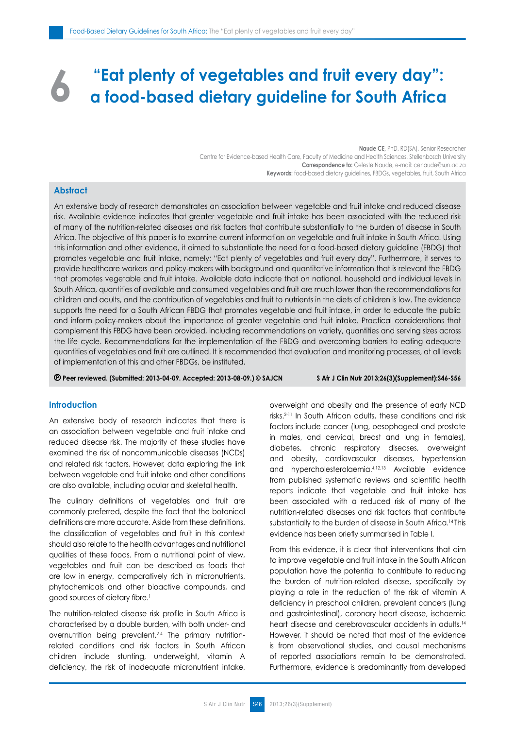# 6 "Eat plenty of vegetables and fruit every day": a food-based dietary guideline for South Africa

**Naude CE**, PhD, RD(SA), Senior Researcher
Centre for Evidence-based Health Care, Faculty of Medicine and Health Sciences, Stellenbosch University
**Correspondence to:** Celeste Naude, e-mail: cenaude@sun.ac.za
**Keywords:** food-based dietary guidelines, FBDGs, vegetables, fruit, South Africa

## Abstract

An extensive body of research demonstrates an association between vegetable and fruit intake and reduced disease risk. Available evidence indicates that greater vegetable and fruit intake has been associated with the reduced risk of many of the nutrition-related diseases and risk factors that contribute substantially to the burden of disease in South Africa. The objective of this paper is to examine current information on vegetable and fruit intake in South Africa. Using this information and other evidence, it aimed to substantiate the need for a food-based dietary guideline (FBDG) that promotes vegetable and fruit intake, namely: "Eat plenty of vegetables and fruit every day". Furthermore, it serves to provide healthcare workers and policy-makers with background and quantitative information that is relevant the FBDG that promotes vegetable and fruit intake. Available data indicate that on national, household and individual levels in South Africa, quantities of available and consumed vegetables and fruit are much lower than the recommendations for children and adults, and the contribution of vegetables and fruit to nutrients in the diets of children is low. The evidence supports the need for a South African FBDG that promotes vegetable and fruit intake, in order to educate the public and inform policy-makers about the importance of greater vegetable and fruit intake. Practical considerations that complement this FBDG have been provided, including recommendations on variety, quantities and serving sizes across the life cycle. Recommendations for the implementation of the FBDG and overcoming barriers to eating adequate quantities of vegetables and fruit are outlined. It is recommended that evaluation and monitoring processes, at all levels of implementation of this and other FBDGs, be instituted.

**Ⓟ Peer reviewed. (Submitted: 2013-04-09. Accepted: 2013-08-09.) © SAJCN** **S Afr J Clin Nutr 2013;26(3)(Supplement):S46-S56**

## Introduction

An extensive body of research indicates that there is an association between vegetable and fruit intake and reduced disease risk. The majority of these studies have examined the risk of noncommunicable diseases (NCDs) and related risk factors. However, data exploring the link between vegetable and fruit intake and other conditions are also available, including ocular and skeletal health.

The culinary definitions of vegetables and fruit are commonly preferred, despite the fact that the botanical definitions are more accurate. Aside from these definitions, the classification of vegetables and fruit in this context should also relate to the health advantages and nutritional qualities of these foods. From a nutritional point of view, vegetables and fruit can be described as foods that are low in energy, comparatively rich in micronutrients, phytochemicals and other bioactive compounds, and good sources of dietary fibre.[1]

The nutrition-related disease risk profile in South Africa is characterised by a double burden, with both under- and overnutrition being prevalent.[2-4] The primary nutrition-related conditions and risk factors in South African children include stunting, underweight, vitamin A deficiency, the risk of inadequate micronutrient intake, overweight and obesity and the presence of early NCD risks.[2-11] In South African adults, these conditions and risk factors include cancer (lung, oesophageal and prostate in males, and cervical, breast and lung in females), diabetes, chronic respiratory diseases, overweight and obesity, cardiovascular diseases, hypertension and hypercholesterolaemia.[4,12,13] Available evidence from published systematic reviews and scientific health reports indicate that vegetable and fruit intake has been associated with a reduced risk of many of the nutrition-related diseases and risk factors that contribute substantially to the burden of disease in South Africa.[14] This evidence has been briefly summarised in Table I.

From this evidence, it is clear that interventions that aim to improve vegetable and fruit intake in the South African population have the potential to contribute to reducing the burden of nutrition-related disease, specifically by playing a role in the reduction of the risk of vitamin A deficiency in preschool children, prevalent cancers (lung and gastrointestinal), coronary heart disease, ischaemic heart disease and cerebrovascular accidents in adults.[14] However, it should be noted that most of the evidence is from observational studies, and causal mechanisms of reported associations remain to be demonstrated. Furthermore, evidence is predominantly from developed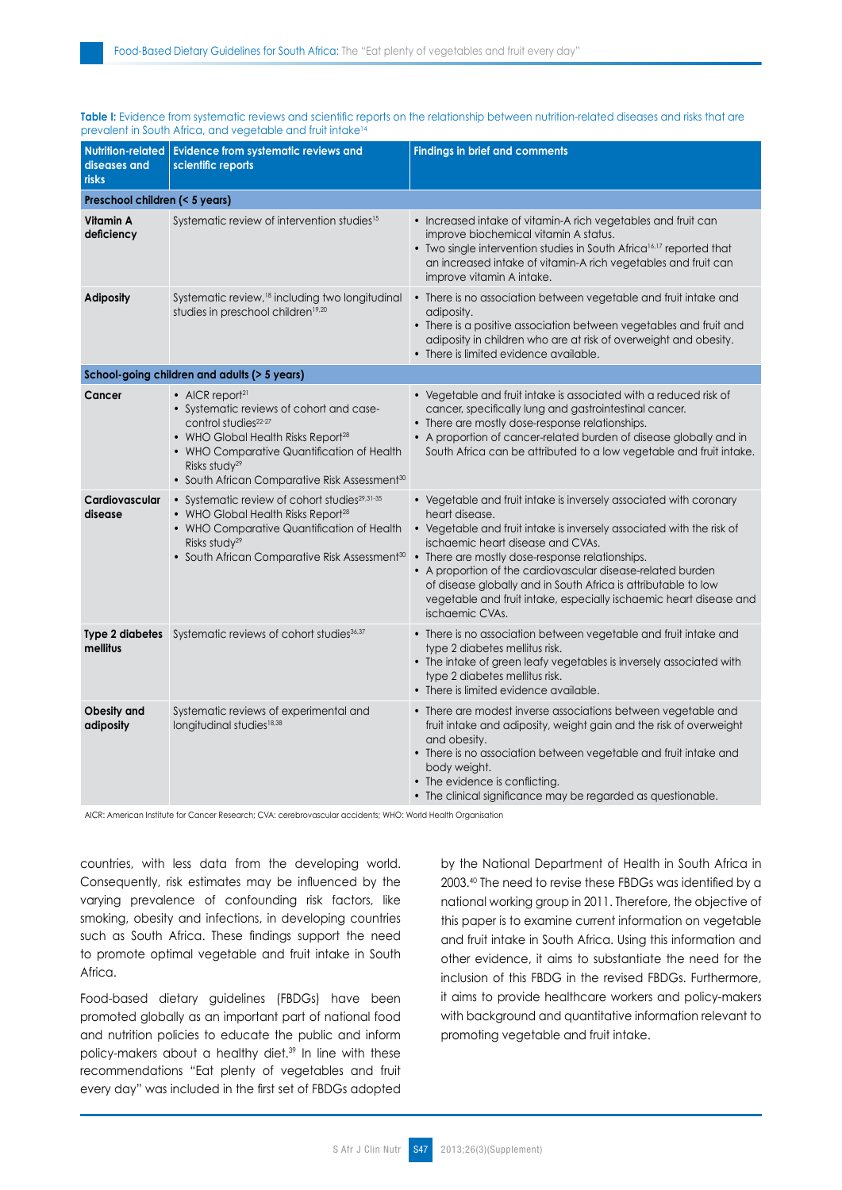**Table I:** Evidence from systematic reviews and scientific reports on the relationship between nutrition-related diseases and risks that are prevalent in South Africa, and vegetable and fruit intake[14]

| Nutrition-related diseases and risks | Evidence from systematic reviews and scientific reports | Findings in brief and comments |
|---|---|---|
| **Preschool children (< 5 years)** | | |
| **Vitamin A deficiency** | Systematic review of intervention studies[15] | • Increased intake of vitamin-A rich vegetables and fruit can improve biochemical vitamin A status. • Two single intervention studies in South Africa[16,17] reported that an increased intake of vitamin-A rich vegetables and fruit can improve vitamin A intake. |
| **Adiposity** | Systematic review,[18] including two longitudinal studies in preschool children[19,20] | • There is no association between vegetable and fruit intake and adiposity. • There is a positive association between vegetables and fruit and adiposity in children who are at risk of overweight and obesity. • There is limited evidence available. |
| **School-going children and adults (> 5 years)** | | |
| **Cancer** | • AICR report[21] • Systematic reviews of cohort and case-control studies[22-27] • WHO Global Health Risks Report[28] • WHO Comparative Quantification of Health Risks study[29] • South African Comparative Risk Assessment[30] | • Vegetable and fruit intake is associated with a reduced risk of cancer, specifically lung and gastrointestinal cancer. • There are mostly dose-response relationships. • A proportion of cancer-related burden of disease globally and in South Africa can be attributed to a low vegetable and fruit intake. |
| **Cardiovascular disease** | • Systematic review of cohort studies[29,31-35] • WHO Global Health Risks Report[28] • WHO Comparative Quantification of Health Risks study[29] • South African Comparative Risk Assessment[30] | • Vegetable and fruit intake is inversely associated with coronary heart disease. • Vegetable and fruit intake is inversely associated with the risk of ischaemic heart disease and CVAs. • There are mostly dose-response relationships. • A proportion of the cardiovascular disease-related burden of disease globally and in South Africa is attributable to low vegetable and fruit intake, especially ischaemic heart disease and ischaemic CVAs. |
| **Type 2 diabetes mellitus** | Systematic reviews of cohort studies[36,37] | • There is no association between vegetable and fruit intake and type 2 diabetes mellitus risk. • The intake of green leafy vegetables is inversely associated with type 2 diabetes mellitus risk. • There is limited evidence available. |
| **Obesity and adiposity** | Systematic reviews of experimental and longitudinal studies[18,38] | • There are modest inverse associations between vegetable and fruit intake and adiposity, weight gain and the risk of overweight and obesity. • There is no association between vegetable and fruit intake and body weight. • The evidence is conflicting. • The clinical significance may be regarded as questionable. |

AICR: American Institute for Cancer Research; CVA: cerebrovascular accidents; WHO: World Health Organisation

countries, with less data from the developing world. Consequently, risk estimates may be influenced by the varying prevalence of confounding risk factors, like smoking, obesity and infections, in developing countries such as South Africa. These findings support the need to promote optimal vegetable and fruit intake in South Africa.

Food-based dietary guidelines (FBDGs) have been promoted globally as an important part of national food and nutrition policies to educate the public and inform policy-makers about a healthy diet.[39] In line with these recommendations "Eat plenty of vegetables and fruit every day" was included in the first set of FBDGs adopted by the National Department of Health in South Africa in 2003.[40] The need to revise these FBDGs was identified by a national working group in 2011. Therefore, the objective of this paper is to examine current information on vegetable and fruit intake in South Africa. Using this information and other evidence, it aims to substantiate the need for the inclusion of this FBDG in the revised FBDGs. Furthermore, it aims to provide healthcare workers and policy-makers with background and quantitative information relevant to promoting vegetable and fruit intake.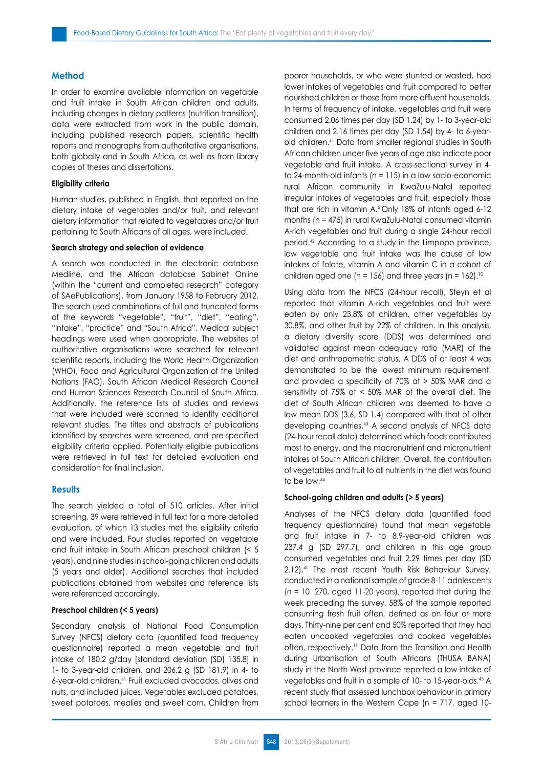## Method

In order to examine available information on vegetable and fruit intake in South African children and adults, including changes in dietary patterns (nutrition transition), data were extracted from work in the public domain, including published research papers, scientific health reports and monographs from authoritative organisations, both globally and in South Africa, as well as from library copies of theses and dissertations.

### Eligibility criteria

Human studies, published in English, that reported on the dietary intake of vegetables and/or fruit, and relevant dietary information that related to vegetables and/or fruit pertaining to South Africans of all ages, were included.

### Search strategy and selection of evidence

A search was conducted in the electronic database Medline, and the African database Sabinet Online (within the "current and completed research" category of SAePublications), from January 1958 to February 2012. The search used combinations of full and truncated forms of the keywords "vegetable", "fruit", "diet", "eating", "intake", "practice" and "South Africa". Medical subject headings were used when appropriate. The websites of authoritative organisations were searched for relevant scientific reports, including the World Health Organization (WHO), Food and Agricultural Organization of the United Nations (FAO), South African Medical Research Council and Human Sciences Research Council of South Africa. Additionally, the reference lists of studies and reviews that were included were scanned to identify additional relevant studies. The titles and abstracts of publications identified by searches were screened, and pre-specified eligibility criteria applied. Potentially eligible publications were retrieved in full text for detailed evaluation and consideration for final inclusion.

## Results

The search yielded a total of 510 articles. After initial screening, 39 were retrieved in full text for a more detailed evaluation, of which 13 studies met the eligibility criteria and were included. Four studies reported on vegetable and fruit intake in South African preschool children (< 5 years), and nine studies in school-going children and adults (5 years and older). Additional searches that included publications obtained from websites and reference lists were referenced accordingly.

### Preschool children (< 5 years)

Secondary analysis of National Food Consumption Survey (NFCS) dietary data (quantified food frequency questionnaire) reported a mean vegetable and fruit intake of 180.2 g/day [standard deviation (SD) 135.8] in 1- to 3-year-old children, and 206.2 g (SD 181.9) in 4- to 6-year-old children.[41] Fruit excluded avocados, olives and nuts, and included juices. Vegetables excluded potatoes, sweet potatoes, mealies and sweet corn. Children from poorer households, or who were stunted or wasted, had lower intakes of vegetables and fruit compared to better nourished children or those from more affluent households. In terms of frequency of intake, vegetables and fruit were consumed 2.06 times per day (SD 1.24) by 1- to 3-year-old children and 2.16 times per day (SD 1.54) by 4- to 6-year-old children.[41] Data from smaller regional studies in South African children under five years of age also indicate poor vegetable and fruit intake. A cross-sectional survey in 4- to 24-month-old infants (n = 115) in a low socio-economic rural African community in KwaZulu-Natal reported irregular intakes of vegetables and fruit, especially those that are rich in vitamin A.[6] Only 18% of infants aged 6-12 months (n = 475) in rural KwaZulu-Natal consumed vitamin A-rich vegetables and fruit during a single 24-hour recall period.[42] According to a study in the Limpopo province, low vegetable and fruit intake was the cause of low intakes of folate, vitamin A and vitamin C in a cohort of children aged one (n = 156) and three years (n = 162).[10]

Using data from the NFCS (24-hour recall), Steyn et al reported that vitamin A-rich vegetables and fruit were eaten by only 23.8% of children, other vegetables by 30.8%, and other fruit by 22% of children. In this analysis, a dietary diversity score (DDS) was determined and validated against mean adequacy ratio (MAR) of the diet and anthropometric status. A DDS of at least 4 was demonstrated to be the lowest minimum requirement, and provided a specificity of 70% at > 50% MAR and a sensitivity of 75% at < 50% MAR of the overall diet. The diet of South African children was deemed to have a low mean DDS (3.6, SD 1.4) compared with that of other developing countries.[43] A second analysis of NFCS data (24-hour recall data) determined which foods contributed most to energy, and the macronutrient and micronutrient intakes of South African children. Overall, the contribution of vegetables and fruit to all nutrients in the diet was found to be low.[44]

### School-going children and adults (> 5 years)

Analyses of the NFCS dietary data (quantified food frequency questionnaire) found that mean vegetable and fruit intake in 7- to 8.9-year-old children was 237.4 g (SD 297.7), and children in this age group consumed vegetables and fruit 2.29 times per day (SD 2.12).[41] The most recent Youth Risk Behaviour Survey, conducted in a national sample of grade 8-11 adolescents (n = 10 270, aged 11-20 years), reported that during the week preceding the survey, 58% of the sample reported consuming fresh fruit often, defined as on four or more days. Thirty-nine per cent and 50% reported that they had eaten uncooked vegetables and cooked vegetables often, respectively.[11] Data from the Transition and Health during Urbanisation of South Africans (THUSA BANA) study in the North West province reported a low intake of vegetables and fruit in a sample of 10- to 15-year-olds.[45] A recent study that assessed lunchbox behaviour in primary school learners in the Western Cape (n = 717, aged 10-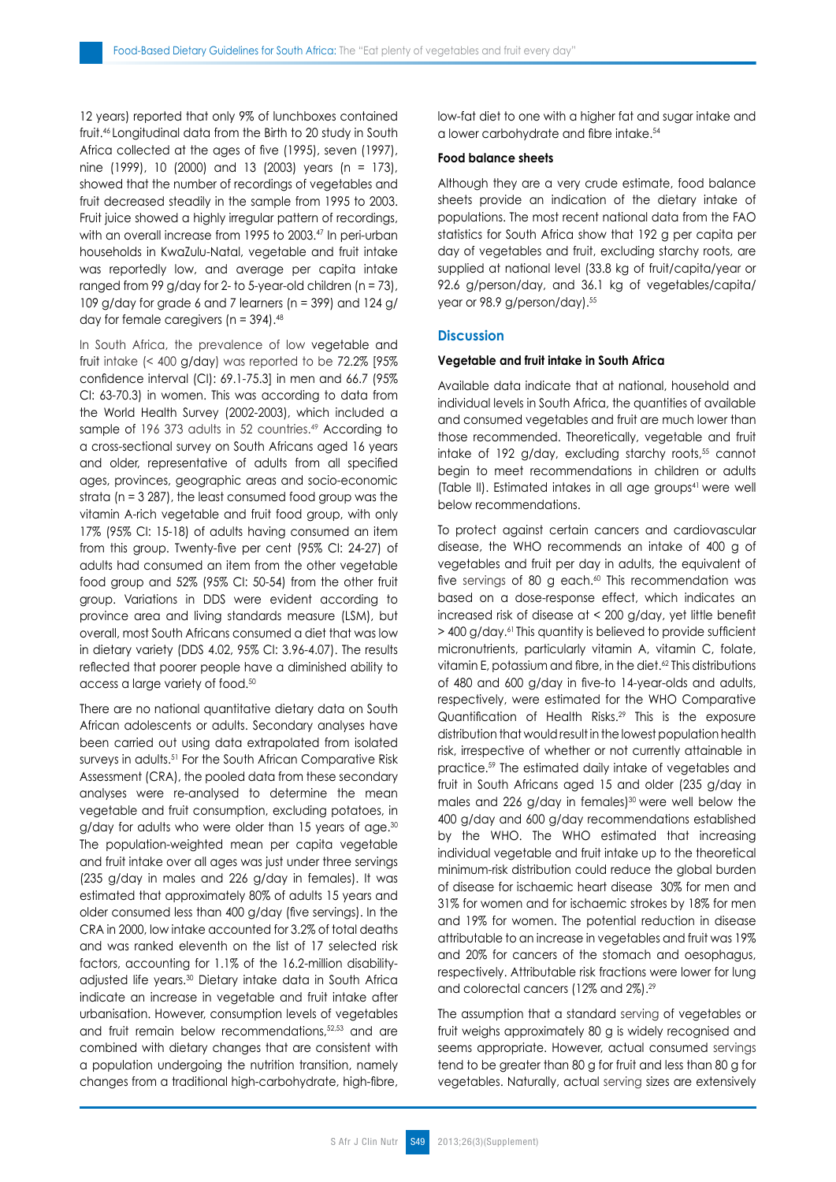12 years) reported that only 9% of lunchboxes contained fruit.[46] Longitudinal data from the Birth to 20 study in South Africa collected at the ages of five (1995), seven (1997), nine (1999), 10 (2000) and 13 (2003) years (n = 173), showed that the number of recordings of vegetables and fruit decreased steadily in the sample from 1995 to 2003. Fruit juice showed a highly irregular pattern of recordings, with an overall increase from 1995 to 2003.[47] In peri-urban households in KwaZulu-Natal, vegetable and fruit intake was reportedly low, and average per capita intake ranged from 99 g/day for 2- to 5-year-old children (n = 73), 109 g/day for grade 6 and 7 learners (n = 399) and 124 g/day for female caregivers (n = 394).[48]

In South Africa, the prevalence of low vegetable and fruit intake (< 400 g/day) was reported to be 72.2% [95% confidence interval (CI): 69.1-75.3] in men and 66.7 (95% CI: 63-70.3) in women. This was according to data from the World Health Survey (2002-2003), which included a sample of 196 373 adults in 52 countries.[49] According to a cross-sectional survey on South Africans aged 16 years and older, representative of adults from all specified ages, provinces, geographic areas and socio-economic strata (n = 3 287), the least consumed food group was the vitamin A-rich vegetable and fruit food group, with only 17% (95% CI: 15-18) of adults having consumed an item from this group. Twenty-five per cent (95% CI: 24-27) of adults had consumed an item from the other vegetable food group and 52% (95% CI: 50-54) from the other fruit group. Variations in DDS were evident according to province area and living standards measure (LSM), but overall, most South Africans consumed a diet that was low in dietary variety (DDS 4.02, 95% CI: 3.96-4.07). The results reflected that poorer people have a diminished ability to access a large variety of food.[50]

There are no national quantitative dietary data on South African adolescents or adults. Secondary analyses have been carried out using data extrapolated from isolated surveys in adults.[51] For the South African Comparative Risk Assessment (CRA), the pooled data from these secondary analyses were re-analysed to determine the mean vegetable and fruit consumption, excluding potatoes, in g/day for adults who were older than 15 years of age.[30] The population-weighted mean per capita vegetable and fruit intake over all ages was just under three servings (235 g/day in males and 226 g/day in females). It was estimated that approximately 80% of adults 15 years and older consumed less than 400 g/day (five servings). In the CRA in 2000, low intake accounted for 3.2% of total deaths and was ranked eleventh on the list of 17 selected risk factors, accounting for 1.1% of the 16.2-million disability-adjusted life years.[30] Dietary intake data in South Africa indicate an increase in vegetable and fruit intake after urbanisation. However, consumption levels of vegetables and fruit remain below recommendations,[52,53] and are combined with dietary changes that are consistent with a population undergoing the nutrition transition, namely changes from a traditional high-carbohydrate, high-fibre, low-fat diet to one with a higher fat and sugar intake and a lower carbohydrate and fibre intake.[54]

#### Food balance sheets

Although they are a very crude estimate, food balance sheets provide an indication of the dietary intake of populations. The most recent national data from the FAO statistics for South Africa show that 192 g per capita per day of vegetables and fruit, excluding starchy roots, are supplied at national level (33.8 kg of fruit/capita/year or 92.6 g/person/day, and 36.1 kg of vegetables/capita/year or 98.9 g/person/day).[55]

## Discussion

#### Vegetable and fruit intake in South Africa

Available data indicate that at national, household and individual levels in South Africa, the quantities of available and consumed vegetables and fruit are much lower than those recommended. Theoretically, vegetable and fruit intake of 192 g/day, excluding starchy roots,[55] cannot begin to meet recommendations in children or adults (Table II). Estimated intakes in all age groups[41] were well below recommendations.

To protect against certain cancers and cardiovascular disease, the WHO recommends an intake of 400 g of vegetables and fruit per day in adults, the equivalent of five servings of 80 g each.[60] This recommendation was based on a dose-response effect, which indicates an increased risk of disease at < 200 g/day, yet little benefit > 400 g/day.[61] This quantity is believed to provide sufficient micronutrients, particularly vitamin A, vitamin C, folate, vitamin E, potassium and fibre, in the diet.[62] This distributions of 480 and 600 g/day in five-to 14-year-olds and adults, respectively, were estimated for the WHO Comparative Quantification of Health Risks.[29] This is the exposure distribution that would result in the lowest population health risk, irrespective of whether or not currently attainable in practice.[59] The estimated daily intake of vegetables and fruit in South Africans aged 15 and older (235 g/day in males and 226 g/day in females)[30] were well below the 400 g/day and 600 g/day recommendations established by the WHO. The WHO estimated that increasing individual vegetable and fruit intake up to the theoretical minimum-risk distribution could reduce the global burden of disease for ischaemic heart disease 30% for men and 31% for women and for ischaemic strokes by 18% for men and 19% for women. The potential reduction in disease attributable to an increase in vegetables and fruit was 19% and 20% for cancers of the stomach and oesophagus, respectively. Attributable risk fractions were lower for lung and colorectal cancers (12% and 2%).[29]

The assumption that a standard serving of vegetables or fruit weighs approximately 80 g is widely recognised and seems appropriate. However, actual consumed servings tend to be greater than 80 g for fruit and less than 80 g for vegetables. Naturally, actual serving sizes are extensively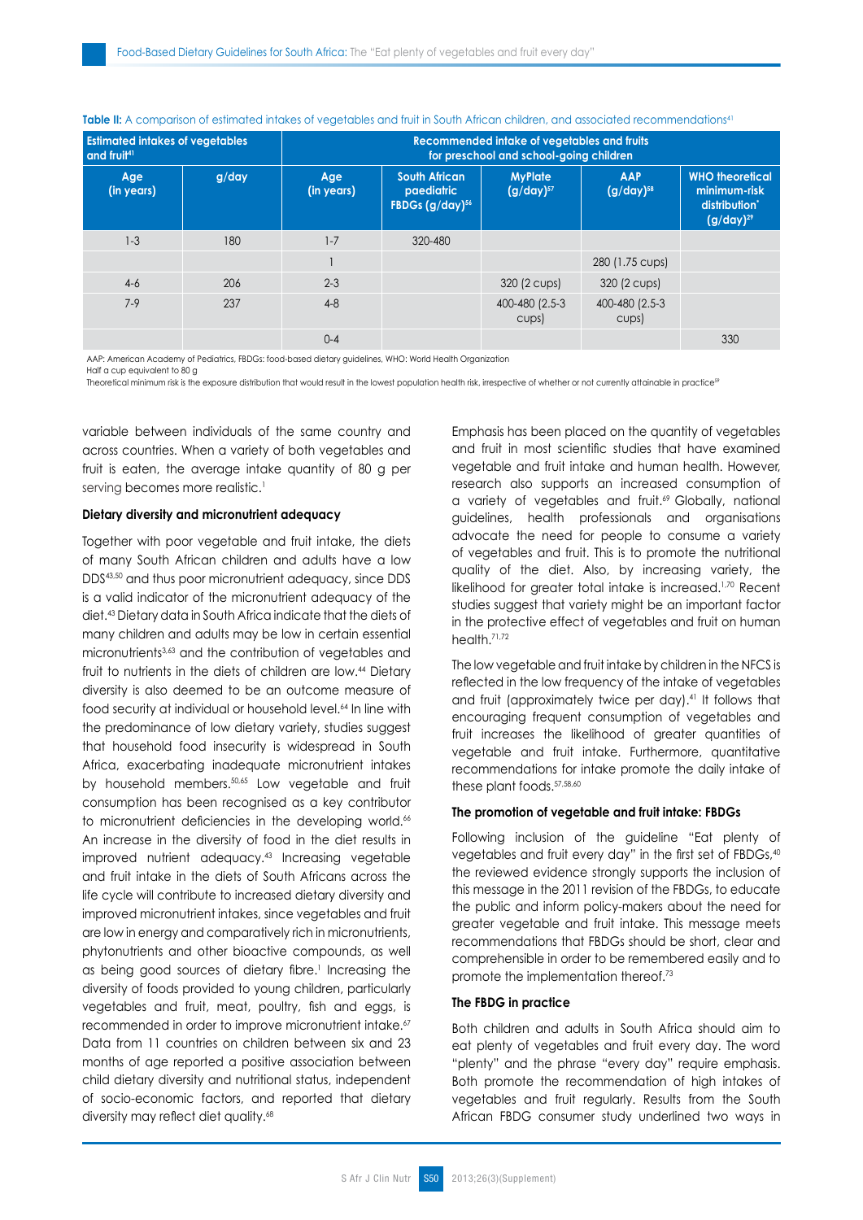**Table II:** A comparison of estimated intakes of vegetables and fruit in South African children, and associated recommendations[41]

| Estimated intakes of vegetables and fruit[41] | | Recommended intake of vegetables and fruits for preschool and school-going children | | | | |
|---|---|---|---|---|---|---|
| Age (in years) | g/day | Age (in years) | South African paediatric FBDGs (g/day)[56] | MyPlate (g/day)[57] | AAP (g/day)[58] | WHO theoretical minimum-risk distribution* (g/day)[29] |
| 1-3 | 180 | 1-7 | 320-480 | | | |
| | | 1 | | | 280 (1.75 cups) | |
| 4-6 | 206 | 2-3 | | 320 (2 cups) | 320 (2 cups) | |
| 7-9 | 237 | 4-8 | | 400-480 (2.5-3 cups) | 400-480 (2.5-3 cups) | |
| | | 0-4 | | | | 330 |

AAP: American Academy of Pediatrics, FBDGs: food-based dietary guidelines, WHO: World Health Organization
Half a cup equivalent to 80 g
Theoretical minimum risk is the exposure distribution that would result in the lowest population health risk, irrespective of whether or not currently attainable in practice[59]

variable between individuals of the same country and across countries. When a variety of both vegetables and fruit is eaten, the average intake quantity of 80 g per serving becomes more realistic.[1]

#### Dietary diversity and micronutrient adequacy

Together with poor vegetable and fruit intake, the diets of many South African children and adults have a low DDS[43,50] and thus poor micronutrient adequacy, since DDS is a valid indicator of the micronutrient adequacy of the diet.[43] Dietary data in South Africa indicate that the diets of many children and adults may be low in certain essential micronutrients[3,63] and the contribution of vegetables and fruit to nutrients in the diets of children are low.[44] Dietary diversity is also deemed to be an outcome measure of food security at individual or household level.[64] In line with the predominance of low dietary variety, studies suggest that household food insecurity is widespread in South Africa, exacerbating inadequate micronutrient intakes by household members.[50,65] Low vegetable and fruit consumption has been recognised as a key contributor to micronutrient deficiencies in the developing world.[66] An increase in the diversity of food in the diet results in improved nutrient adequacy.[43] Increasing vegetable and fruit intake in the diets of South Africans across the life cycle will contribute to increased dietary diversity and improved micronutrient intakes, since vegetables and fruit are low in energy and comparatively rich in micronutrients, phytonutrients and other bioactive compounds, as well as being good sources of dietary fibre.[1] Increasing the diversity of foods provided to young children, particularly vegetables and fruit, meat, poultry, fish and eggs, is recommended in order to improve micronutrient intake.[67] Data from 11 countries on children between six and 23 months of age reported a positive association between child dietary diversity and nutritional status, independent of socio-economic factors, and reported that dietary diversity may reflect diet quality.[68]

Emphasis has been placed on the quantity of vegetables and fruit in most scientific studies that have examined vegetable and fruit intake and human health. However, research also supports an increased consumption of a variety of vegetables and fruit.[69] Globally, national guidelines, health professionals and organisations advocate the need for people to consume a variety of vegetables and fruit. This is to promote the nutritional quality of the diet. Also, by increasing variety, the likelihood for greater total intake is increased.[1,70] Recent studies suggest that variety might be an important factor in the protective effect of vegetables and fruit on human health.[71,72]

The low vegetable and fruit intake by children in the NFCS is reflected in the low frequency of the intake of vegetables and fruit (approximately twice per day).[41] It follows that encouraging frequent consumption of vegetables and fruit increases the likelihood of greater quantities of vegetable and fruit intake. Furthermore, quantitative recommendations for intake promote the daily intake of these plant foods.[57,58,60]

#### The promotion of vegetable and fruit intake: FBDGs

Following inclusion of the guideline "Eat plenty of vegetables and fruit every day" in the first set of FBDGs,[40] the reviewed evidence strongly supports the inclusion of this message in the 2011 revision of the FBDGs, to educate the public and inform policy-makers about the need for greater vegetable and fruit intake. This message meets recommendations that FBDGs should be short, clear and comprehensible in order to be remembered easily and to promote the implementation thereof.[73]

#### The FBDG in practice

Both children and adults in South Africa should aim to eat plenty of vegetables and fruit every day. The word "plenty" and the phrase "every day" require emphasis. Both promote the recommendation of high intakes of vegetables and fruit regularly. Results from the South African FBDG consumer study underlined two ways in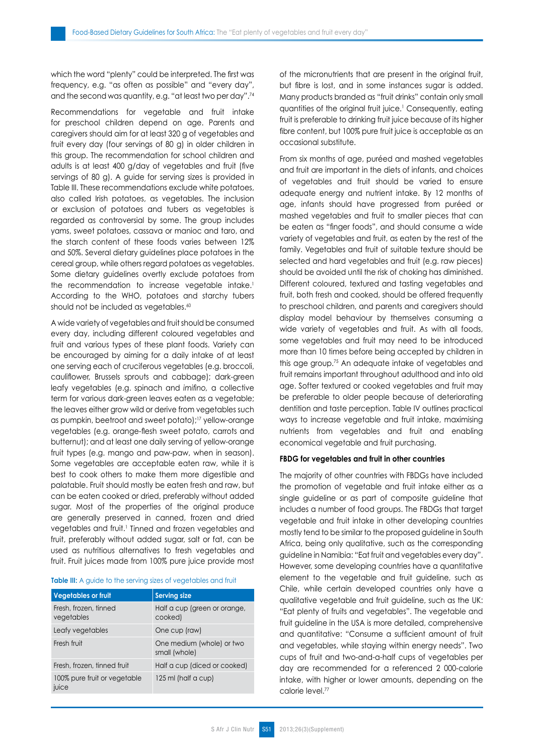which the word "plenty" could be interpreted. The first was frequency, e.g. "as often as possible" and "every day", and the second was quantity, e.g. "at least two per day".[74]

Recommendations for vegetable and fruit intake for preschool children depend on age. Parents and caregivers should aim for at least 320 g of vegetables and fruit every day (four servings of 80 g) in older children in this group. The recommendation for school children and adults is at least 400 g/day of vegetables and fruit (five servings of 80 g). A guide for serving sizes is provided in Table III. These recommendations exclude white potatoes, also called Irish potatoes, as vegetables. The inclusion or exclusion of potatoes and tubers as vegetables is regarded as controversial by some. The group includes yams, sweet potatoes, cassava or manioc and taro, and the starch content of these foods varies between 12% and 50%. Several dietary guidelines place potatoes in the cereal group, while others regard potatoes as vegetables. Some dietary guidelines overtly exclude potatoes from the recommendation to increase vegetable intake.[1] According to the WHO, potatoes and starchy tubers should not be included as vegetables.[60]

A wide variety of vegetables and fruit should be consumed every day, including different coloured vegetables and fruit and various types of these plant foods. Variety can be encouraged by aiming for a daily intake of at least one serving each of cruciferous vegetables (e.g. broccoli, cauliflower, Brussels sprouts and cabbage); dark-green leafy vegetables (e.g. spinach and *imifino*, a collective term for various dark-green leaves eaten as a vegetable; the leaves either grow wild or derive from vegetables such as pumpkin, beetroot and sweet potato);[17] yellow-orange vegetables (e.g. orange-flesh sweet potato, carrots and butternut); and at least one daily serving of yellow-orange fruit types (e.g. mango and paw-paw, when in season). Some vegetables are acceptable eaten raw, while it is best to cook others to make them more digestible and palatable. Fruit should mostly be eaten fresh and raw, but can be eaten cooked or dried, preferably without added sugar. Most of the properties of the original produce are generally preserved in canned, frozen and dried vegetables and fruit.[1] Tinned and frozen vegetables and fruit, preferably without added sugar, salt or fat, can be used as nutritious alternatives to fresh vegetables and fruit. Fruit juices made from 100% pure juice provide most of the micronutrients that are present in the original fruit, but fibre is lost, and in some instances sugar is added. Many products branded as "fruit drinks" contain only small quantities of the original fruit juice.[1] Consequently, eating fruit is preferable to drinking fruit juice because of its higher fibre content, but 100% pure fruit juice is acceptable as an occasional substitute.

**Table III:** A guide to the serving sizes of vegetables and fruit

| Vegetables or fruit | Serving size |
|---|---|
| Fresh, frozen, tinned vegetables | Half a cup (green or orange, cooked) |
| Leafy vegetables | One cup (raw) |
| Fresh fruit | One medium (whole) or two small (whole) |
| Fresh, frozen, tinned fruit | Half a cup (diced or cooked) |
| 100% pure fruit or vegetable juice | 125 ml (half a cup) |

From six months of age, puréed and mashed vegetables and fruit are important in the diets of infants, and choices of vegetables and fruit should be varied to ensure adequate energy and nutrient intake. By 12 months of age, infants should have progressed from puréed or mashed vegetables and fruit to smaller pieces that can be eaten as "finger foods", and should consume a wide variety of vegetables and fruit, as eaten by the rest of the family. Vegetables and fruit of suitable texture should be selected and hard vegetables and fruit (e.g. raw pieces) should be avoided until the risk of choking has diminished. Different coloured, textured and tasting vegetables and fruit, both fresh and cooked, should be offered frequently to preschool children, and parents and caregivers should display model behaviour by themselves consuming a wide variety of vegetables and fruit. As with all foods, some vegetables and fruit may need to be introduced more than 10 times before being accepted by children in this age group.[75] An adequate intake of vegetables and fruit remains important throughout adulthood and into old age. Softer textured or cooked vegetables and fruit may be preferable to older people because of deteriorating dentition and taste perception. Table IV outlines practical ways to increase vegetable and fruit intake, maximising nutrients from vegetables and fruit and enabling economical vegetable and fruit purchasing.

#### FBDG for vegetables and fruit in other countries

The majority of other countries with FBDGs have included the promotion of vegetable and fruit intake either as a single guideline or as part of composite guideline that includes a number of food groups. The FBDGs that target vegetable and fruit intake in other developing countries mostly tend to be similar to the proposed guideline in South Africa, being only qualitative, such as the corresponding guideline in Namibia: "Eat fruit and vegetables every day". However, some developing countries have a quantitative element to the vegetable and fruit guideline, such as Chile, while certain developed countries only have a qualitative vegetable and fruit guideline, such as the UK: "Eat plenty of fruits and vegetables". The vegetable and fruit guideline in the USA is more detailed, comprehensive and quantitative: "Consume a sufficient amount of fruit and vegetables, while staying within energy needs". Two cups of fruit and two-and-a-half cups of vegetables per day are recommended for a referenced 2 000-calorie intake, with higher or lower amounts, depending on the calorie level.[77]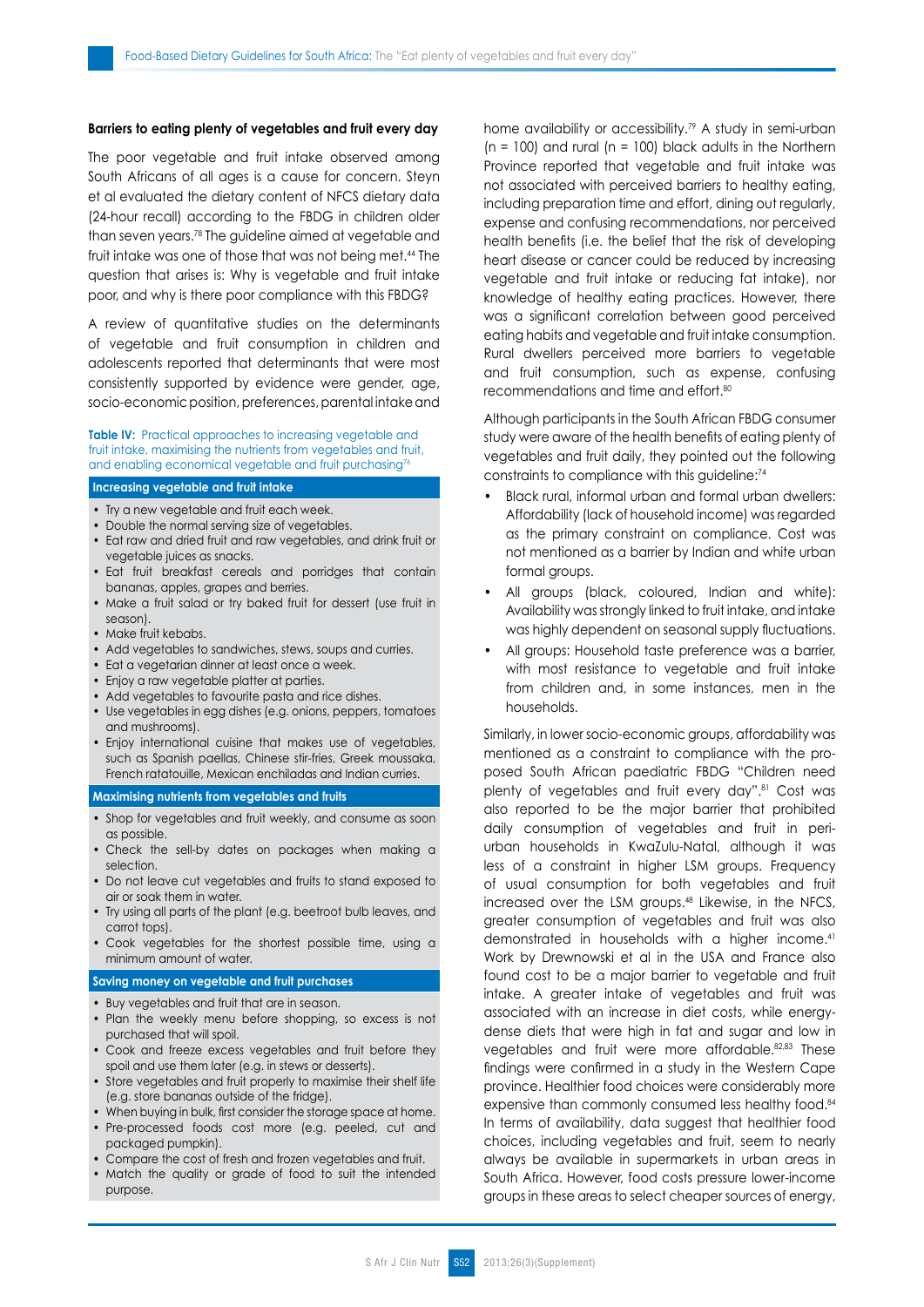### Barriers to eating plenty of vegetables and fruit every day

The poor vegetable and fruit intake observed among South Africans of all ages is a cause for concern. Steyn et al evaluated the dietary content of NFCS dietary data (24-hour recall) according to the FBDG in children older than seven years.[78] The guideline aimed at vegetable and fruit intake was one of those that was not being met.[44] The question that arises is: Why is vegetable and fruit intake poor, and why is there poor compliance with this FBDG?

A review of quantitative studies on the determinants of vegetable and fruit consumption in children and adolescents reported that determinants that were most consistently supported by evidence were gender, age, socio-economic position, preferences, parental intake and home availability or accessibility.[79] A study in semi-urban (n = 100) and rural (n = 100) black adults in the Northern Province reported that vegetable and fruit intake was not associated with perceived barriers to healthy eating, including preparation time and effort, dining out regularly, expense and confusing recommendations, nor perceived health benefits (i.e. the belief that the risk of developing heart disease or cancer could be reduced by increasing vegetable and fruit intake or reducing fat intake), nor knowledge of healthy eating practices. However, there was a significant correlation between good perceived eating habits and vegetable and fruit intake consumption. Rural dwellers perceived more barriers to vegetable and fruit consumption, such as expense, confusing recommendations and time and effort.[80]

**Table IV:** Practical approaches to increasing vegetable and fruit intake, maximising the nutrients from vegetables and fruit, and enabling economical vegetable and fruit purchasing[76]

**Increasing vegetable and fruit intake**

- Try a new vegetable and fruit each week.
- Double the normal serving size of vegetables.
- Eat raw and dried fruit and raw vegetables, and drink fruit or vegetable juices as snacks.
- Eat fruit breakfast cereals and porridges that contain bananas, apples, grapes and berries.
- Make a fruit salad or try baked fruit for dessert (use fruit in season).
- Make fruit kebabs.
- Add vegetables to sandwiches, stews, soups and curries.
- Eat a vegetarian dinner at least once a week.
- Enjoy a raw vegetable platter at parties.
- Add vegetables to favourite pasta and rice dishes.
- Use vegetables in egg dishes (e.g. onions, peppers, tomatoes and mushrooms).
- Enjoy international cuisine that makes use of vegetables, such as Spanish paellas, Chinese stir-fries, Greek moussaka, French ratatouille, Mexican enchiladas and Indian curries.

**Maximising nutrients from vegetables and fruits**

- Shop for vegetables and fruit weekly, and consume as soon as possible.
- Check the sell-by dates on packages when making a selection.
- Do not leave cut vegetables and fruits to stand exposed to air or soak them in water.
- Try using all parts of the plant (e.g. beetroot bulb leaves, and carrot tops).
- Cook vegetables for the shortest possible time, using a minimum amount of water.

**Saving money on vegetable and fruit purchases**

- Buy vegetables and fruit that are in season.
- Plan the weekly menu before shopping, so excess is not purchased that will spoil.
- Cook and freeze excess vegetables and fruit before they spoil and use them later (e.g. in stews or desserts).
- Store vegetables and fruit properly to maximise their shelf life (e.g. store bananas outside of the fridge).
- When buying in bulk, first consider the storage space at home.
- Pre-processed foods cost more (e.g. peeled, cut and packaged pumpkin).
- Compare the cost of fresh and frozen vegetables and fruit.
- Match the quality or grade of food to suit the intended purpose.

Although participants in the South African FBDG consumer study were aware of the health benefits of eating plenty of vegetables and fruit daily, they pointed out the following constraints to compliance with this guideline:[74]

- Black rural, informal urban and formal urban dwellers: Affordability (lack of household income) was regarded as the primary constraint on compliance. Cost was not mentioned as a barrier by Indian and white urban formal groups.
- All groups (black, coloured, Indian and white): Availability was strongly linked to fruit intake, and intake was highly dependent on seasonal supply fluctuations.
- All groups: Household taste preference was a barrier, with most resistance to vegetable and fruit intake from children and, in some instances, men in the households.

Similarly, in lower socio-economic groups, affordability was mentioned as a constraint to compliance with the proposed South African paediatric FBDG "Children need plenty of vegetables and fruit every day".[81] Cost was also reported to be the major barrier that prohibited daily consumption of vegetables and fruit in peri-urban households in KwaZulu-Natal, although it was less of a constraint in higher LSM groups. Frequency of usual consumption for both vegetables and fruit increased over the LSM groups.[48] Likewise, in the NFCS, greater consumption of vegetables and fruit was also demonstrated in households with a higher income.[41] Work by Drewnowski et al in the USA and France also found cost to be a major barrier to vegetable and fruit intake. A greater intake of vegetables and fruit was associated with an increase in diet costs, while energy-dense diets that were high in fat and sugar and low in vegetables and fruit were more affordable.[82,83] These findings were confirmed in a study in the Western Cape province. Healthier food choices were considerably more expensive than commonly consumed less healthy food.[84] In terms of availability, data suggest that healthier food choices, including vegetables and fruit, seem to nearly always be available in supermarkets in urban areas in South Africa. However, food costs pressure lower-income groups in these areas to select cheaper sources of energy,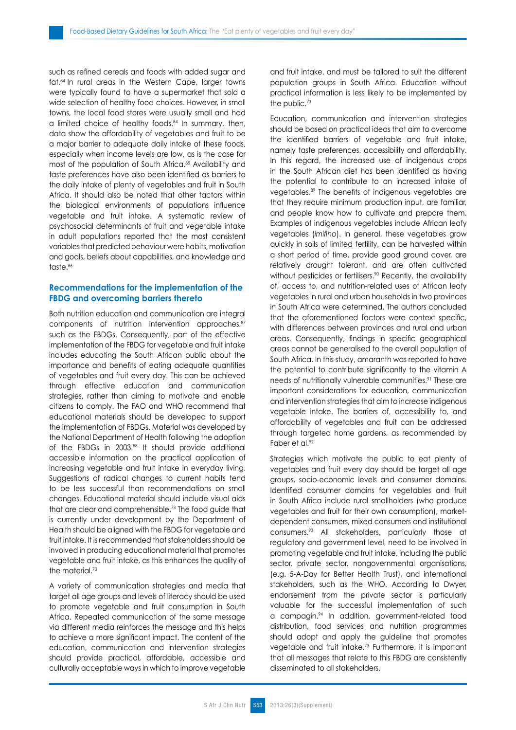such as refined cereals and foods with added sugar and fat.[84] In rural areas in the Western Cape, larger towns were typically found to have a supermarket that sold a wide selection of healthy food choices. However, in small towns, the local food stores were usually small and had a limited choice of healthy foods.[84] In summary, then, data show the affordability of vegetables and fruit to be a major barrier to adequate daily intake of these foods, especially when income levels are low, as is the case for most of the population of South Africa.[85] Availability and taste preferences have also been identified as barriers to the daily intake of plenty of vegetables and fruit in South Africa. It should also be noted that other factors within the biological environments of populations influence vegetable and fruit intake. A systematic review of psychosocial determinants of fruit and vegetable intake in adult populations reported that the most consistent variables that predicted behaviour were habits, motivation and goals, beliefs about capabilities, and knowledge and taste.[86]

## Recommendations for the implementation of the FBDG and overcoming barriers thereto

Both nutrition education and communication are integral components of nutrition intervention approaches,[87] such as the FBDGs. Consequently, part of the effective implementation of the FBDG for vegetable and fruit intake includes educating the South African public about the importance and benefits of eating adequate quantities of vegetables and fruit every day. This can be achieved through effective education and communication strategies, rather than aiming to motivate and enable citizens to comply. The FAO and WHO recommend that educational materials should be developed to support the implementation of FBDGs. Material was developed by the National Department of Health following the adoption of the FBDGs in 2003.[88] It should provide additional accessible information on the practical application of increasing vegetable and fruit intake in everyday living. Suggestions of radical changes to current habits tend to be less successful than recommendations on small changes. Educational material should include visual aids that are clear and comprehensible.[73] The food guide that is currently under development by the Department of Health should be aligned with the FBDG for vegetable and fruit intake. It is recommended that stakeholders should be involved in producing educational material that promotes vegetable and fruit intake, as this enhances the quality of the material.[73]

A variety of communication strategies and media that target all age groups and levels of literacy should be used to promote vegetable and fruit consumption in South Africa. Repeated communication of the same message via different media reinforces the message and this helps to achieve a more significant impact. The content of the education, communication and intervention strategies should provide practical, affordable, accessible and culturally acceptable ways in which to improve vegetable and fruit intake, and must be tailored to suit the different population groups in South Africa. Education without practical information is less likely to be implemented by the public.[73]

Education, communication and intervention strategies should be based on practical ideas that aim to overcome the identified barriers of vegetable and fruit intake, namely taste preferences, accessibility and affordability. In this regard, the increased use of indigenous crops in the South African diet has been identified as having the potential to contribute to an increased intake of vegetables.[89] The benefits of indigenous vegetables are that they require minimum production input, are familiar, and people know how to cultivate and prepare them. Examples of indigenous vegetables include African leafy vegetables (*imifino*). In general, these vegetables grow quickly in soils of limited fertility, can be harvested within a short period of time, provide good ground cover, are relatively drought tolerant, and are often cultivated without pesticides or fertilisers.[90] Recently, the availability of, access to, and nutrition-related uses of African leafy vegetables in rural and urban households in two provinces in South Africa were determined. The authors concluded that the aforementioned factors were context specific, with differences between provinces and rural and urban areas. Consequently, findings in specific geographical areas cannot be generalised to the overall population of South Africa. In this study, amaranth was reported to have the potential to contribute significantly to the vitamin A needs of nutritionally vulnerable communities.[91] These are important considerations for education, communication and intervention strategies that aim to increase indigenous vegetable intake. The barriers of, accessibility to, and affordability of vegetables and fruit can be addressed through targeted home gardens, as recommended by Faber et al.[92]

Strategies which motivate the public to eat plenty of vegetables and fruit every day should be target all age groups, socio-economic levels and consumer domains. Identified consumer domains for vegetables and fruit in South Africa include rural smallholders (who produce vegetables and fruit for their own consumption), market-dependent consumers, mixed consumers and institutional consumers.[93] All stakeholders, particularly those at regulatory and government level, need to be involved in promoting vegetable and fruit intake, including the public sector, private sector, nongovernmental organisations, (e.g. 5-A-Day for Better Health Trust), and international stakeholders, such as the WHO. According to Dwyer, endorsement from the private sector is particularly valuable for the successful implementation of such a campaign.[94] In addition, government-related food distribution, food services and nutrition programmes should adopt and apply the guideline that promotes vegetable and fruit intake.[73] Furthermore, it is important that all messages that relate to this FBDG are consistently disseminated to all stakeholders.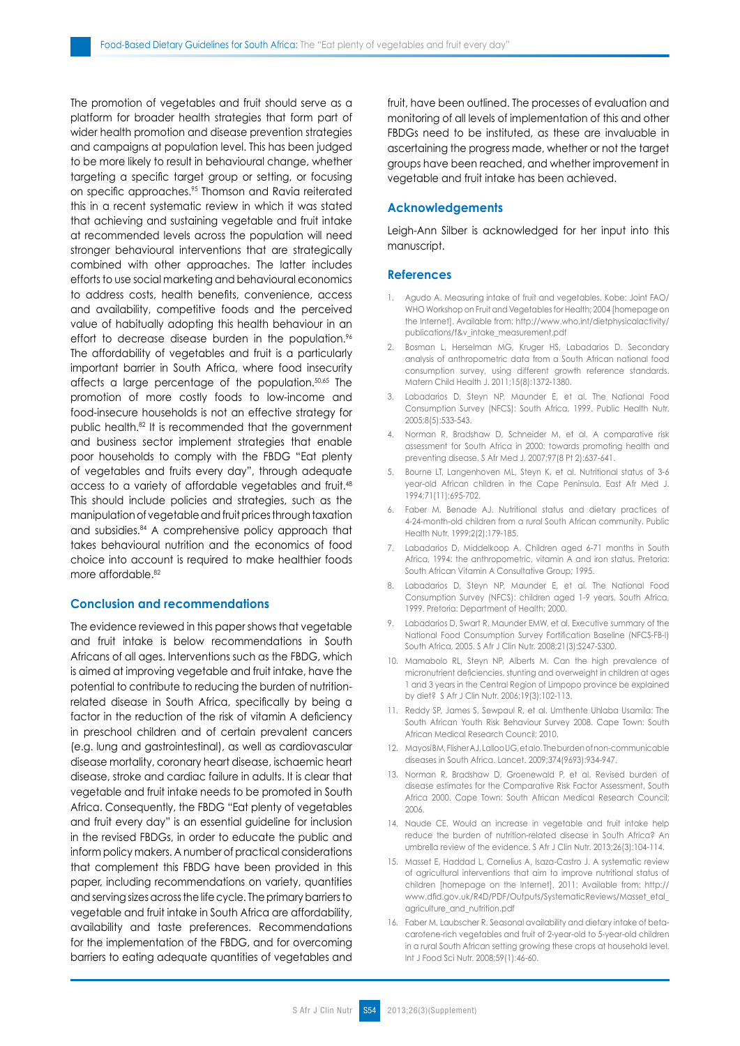The promotion of vegetables and fruit should serve as a platform for broader health strategies that form part of wider health promotion and disease prevention strategies and campaigns at population level. This has been judged to be more likely to result in behavioural change, whether targeting a specific target group or setting, or focusing on specific approaches.[95] Thomson and Ravia reiterated this in a recent systematic review in which it was stated that achieving and sustaining vegetable and fruit intake at recommended levels across the population will need stronger behavioural interventions that are strategically combined with other approaches. The latter includes efforts to use social marketing and behavioural economics to address costs, health benefits, convenience, access and availability, competitive foods and the perceived value of habitually adopting this health behaviour in an effort to decrease disease burden in the population.[96] The affordability of vegetables and fruit is a particularly important barrier in South Africa, where food insecurity affects a large percentage of the population.[50,65] The promotion of more costly foods to low-income and food-insecure households is not an effective strategy for public health.[82] It is recommended that the government and business sector implement strategies that enable poor households to comply with the FBDG "Eat plenty of vegetables and fruits every day", through adequate access to a variety of affordable vegetables and fruit.[48] This should include policies and strategies, such as the manipulation of vegetable and fruit prices through taxation and subsidies.[84] A comprehensive policy approach that takes behavioural nutrition and the economics of food choice into account is required to make healthier foods more affordable.[82]

## Conclusion and recommendations

The evidence reviewed in this paper shows that vegetable and fruit intake is below recommendations in South Africans of all ages. Interventions such as the FBDG, which is aimed at improving vegetable and fruit intake, have the potential to contribute to reducing the burden of nutrition-related disease in South Africa, specifically by being a factor in the reduction of the risk of vitamin A deficiency in preschool children and of certain prevalent cancers (e.g. lung and gastrointestinal), as well as cardiovascular disease mortality, coronary heart disease, ischaemic heart disease, stroke and cardiac failure in adults. It is clear that vegetable and fruit intake needs to be promoted in South Africa. Consequently, the FBDG "Eat plenty of vegetables and fruit every day" is an essential guideline for inclusion in the revised FBDGs, in order to educate the public and inform policy makers. A number of practical considerations that complement this FBDG have been provided in this paper, including recommendations on variety, quantities and serving sizes across the life cycle. The primary barriers to vegetable and fruit intake in South Africa are affordability, availability and taste preferences. Recommendations for the implementation of the FBDG, and for overcoming barriers to eating adequate quantities of vegetables and fruit, have been outlined. The processes of evaluation and monitoring of all levels of implementation of this and other FBDGs need to be instituted, as these are invaluable in ascertaining the progress made, whether or not the target groups have been reached, and whether improvement in vegetable and fruit intake has been achieved.

## Acknowledgements

Leigh-Ann Silber is acknowledged for her input into this manuscript.

## References

1. Agudo A. Measuring intake of fruit and vegetables. Kobe: Joint FAO/WHO Workshop on Fruit and Vegetables for Health; 2004 [homepage on the Internet]. Available from: http://www.who.int/dietphysicalactivity/publications/f&v_intake_measurement.pdf
2. Bosman L, Herselman MG, Kruger HS, Labadarios D. Secondary analysis of anthropometric data from a South African national food consumption survey, using different growth reference standards. Matern Child Health J. 2011;15(8):1372-1380.
3. Labadarios D, Steyn NP, Maunder E, et al. The National Food Consumption Survey (NFCS): South Africa, 1999. Public Health Nutr. 2005;8(5):533-543.
4. Norman R, Bradshaw D, Schneider M, et al. A comparative risk assessment for South Africa in 2000: towards promoting health and preventing disease. S Afr Med J. 2007;97(8 Pt 2):637-641.
5. Bourne LT, Langenhoven ML, Steyn K, et al. Nutritional status of 3-6 year-old African children in the Cape Peninsula. East Afr Med J. 1994;71(11):695-702.
6. Faber M, Benade AJ. Nutritional status and dietary practices of 4-24-month-old children from a rural South African community. Public Health Nutr. 1999;2(2):179-185.
7. Labadarios D, Middelkoop A. Children aged 6-71 months in South Africa, 1994: the anthropometric, vitamin A and iron status. Pretoria: South African Vitamin A Consultative Group; 1995.
8. Labadarios D, Steyn NP, Maunder E, et al. The National Food Consumption Survey (NFCS): children aged 1-9 years, South Africa, 1999. Pretoria: Department of Health; 2000.
9. Labadarios D, Swart R, Maunder EMW, et al. Executive summary of the National Food Consumption Survey Fortification Baseline (NFCS-FB-I) South Africa, 2005. S Afr J Clin Nutr. 2008;21(3):S247-S300.
10. Mamabolo RL, Steyn NP, Alberts M. Can the high prevalence of micronutrient deficiencies, stunting and overweight in children at ages 1 and 3 years in the Central Region of Limpopo province be explained by diet? S Afr J Clin Nutr. 2006;19(3):102-113.
11. Reddy SP, James S, Sewpaul R, et al. Umthente Uhlaba Usamila: The South African Youth Risk Behaviour Survey 2008. Cape Town: South African Medical Research Council; 2010.
12. Mayosi BM, Flisher AJ, Lalloo UG, et al. The burden of non-communicable diseases in South Africa. Lancet. 2009;374(9693):934-947.
13. Norman R, Bradshaw D, Groenewald P, et al. Revised burden of disease estimates for the Comparative Risk Factor Assessment, South Africa 2000. Cape Town: South African Medical Research Council; 2006.
14. Naude CE. Would an increase in vegetable and fruit intake help reduce the burden of nutrition-related disease in South Africa? An umbrella review of the evidence. S Afr J Clin Nutr. 2013;26(3):104-114.
15. Masset E, Haddad L, Cornelius A, Isaza-Castro J. A systematic review of agricultural interventions that aim to improve nutritional status of children [homepage on the Internet]. 2011: Available from: http://www.dfid.gov.uk/R4D/PDF/Outputs/SystematicReviews/Masset_etal_agriculture_and_nutrition.pdf
16. Faber M, Laubscher R. Seasonal availability and dietary intake of beta-carotene-rich vegetables and fruit of 2-year-old to 5-year-old children in a rural South African setting growing these crops at household level. Int J Food Sci Nutr. 2008;59(1):46-60.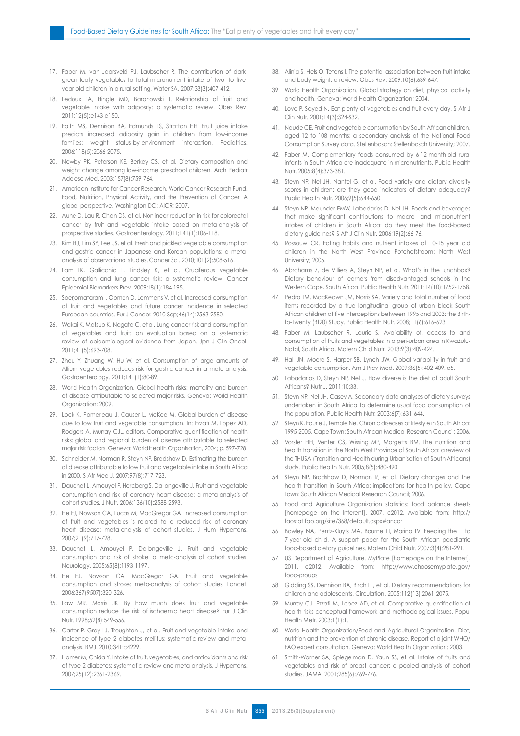17. Faber M, van Jaarsveld PJ, Laubscher R. The contribution of dark-green leafy vegetables to total micronutrient intake of two- to five-year-old children in a rural setting. Water SA. 2007;33(3):407-412.
18. Ledoux TA, Hingle MD, Baranowski T. Relationship of fruit and vegetable intake with adiposity: a systematic review. Obes Rev. 2011;12(5):e143-e150.
19. Faith MS, Dennison BA, Edmunds LS, Stratton HH. Fruit juice intake predicts increased adiposity gain in children from low-income families: weight status-by-environment interaction. Pediatrics. 2006;118(5):2066-2075.
20. Newby PK, Peterson KE, Berkey CS, et al. Dietary composition and weight change among low-income preschool children. Arch Pediatr Adolesc Med. 2003;157(8):759-764.
21. American Institute for Cancer Research, World Cancer Research Fund. Food, Nutrition, Physical Activity, and the Prevention of Cancer. A global perspective. Washington DC: AICR; 2007.
22. Aune D, Lau R, Chan DS, et al. Nonlinear reduction in risk for colorectal cancer by fruit and vegetable intake based on meta-analysis of prospective studies. Gastroenterology. 2011;141(1):106-118.
23. Kim HJ, Lim SY, Lee JS, et al. Fresh and pickled vegetable consumption and gastric cancer in Japanese and Korean populations: a meta-analysis of observational studies. Cancer Sci. 2010;101(2):508-516.
24. Lam TK, Gallicchio L, Lindsley K, et al. Cruciferous vegetable consumption and lung cancer risk: a systematic review. Cancer Epidemiol Biomarkers Prev. 2009;18(1):184-195.
25. Soerjomataram I, Oomen D, Lemmens V, et al. Increased consumption of fruit and vegetables and future cancer incidence in selected European countries. Eur J Cancer. 2010 Sep;46(14):2563-2580.
26. Wakai K, Matsuo K, Nagata C, et al. Lung cancer risk and consumption of vegetables and fruit: an evaluation based on a systematic review of epidemiological evidence from Japan. Jpn J Clin Oncol. 2011;41(5):693-708.
27. Zhou Y, Zhuang W, Hu W, et al. Consumption of large amounts of Allium vegetables reduces risk for gastric cancer in a meta-analysis. Gastroenterology. 2011;141(1):80-89.
28. World Health Organization. Global health risks: mortality and burden of disease attributable to selected major risks. Geneva: World Health Organization; 2009.
29. Lock K, Pomerleau J, Causer L, McKee M. Global burden of disease due to low fruit and vegetable consumption. In: Ezzati M, Lopez AD, Rodgers A, Murray CJL, editors. Comparative quantification of health risks: global and regional burden of disease attributable to selected major risk factors. Geneva: World Health Organisation, 2004; p. 597-728.
30. Schneider M, Norman R, Steyn NP, Bradshaw D. Estimating the burden of disease attributable to low fruit and vegetable intake in South Africa in 2000. S Afr Med J. 2007;97(8):717-723.
31. Dauchet L, Amouyel P, Hercberg S, Dallongeville J. Fruit and vegetable consumption and risk of coronary heart disease: a meta-analysis of cohort studies. J Nutr. 2006;136(10):2588-2593.
32. He FJ, Nowson CA, Lucas M, MacGregor GA. Increased consumption of fruit and vegetables is related to a reduced risk of coronary heart disease: meta-analysis of cohort studies. J Hum Hypertens. 2007;21(9):717-728.
33. Dauchet L, Amouyel P, Dallongeville J. Fruit and vegetable consumption and risk of stroke: a meta-analysis of cohort studies. Neurology. 2005;65(8):1193-1197.
34. He FJ, Nowson CA, MacGregor GA. Fruit and vegetable consumption and stroke: meta-analysis of cohort studies. Lancet. 2006;367(9507):320-326.
35. Law MR, Morris JK. By how much does fruit and vegetable consumption reduce the risk of ischaemic heart disease? Eur J Clin Nutr. 1998;52(8):549-556.
36. Carter P, Gray LJ, Troughton J, et al. Fruit and vegetable intake and incidence of type 2 diabetes mellitus: systematic review and meta-analysis. BMJ. 2010;341:c4229.
37. Hamer M, Chida Y. Intake of fruit, vegetables, and antioxidants and risk of type 2 diabetes: systematic review and meta-analysis. J Hypertens. 2007;25(12):2361-2369.
38. Alinia S, Hels O, Tetens I. The potential association between fruit intake and body weight: a review. Obes Rev. 2009;10(6):639-647.
39. World Health Organization. Global strategy on diet, physical activity and health. Geneva: World Health Organization; 2004.
40. Love P, Sayed N. Eat plenty of vegetables and fruit every day. S Afr J Clin Nutr. 2001;14(3):S24-S32.
41. Naude CE. Fruit and vegetable consumption by South African children, aged 12 to 108 months: a secondary analysis of the National Food Consumption Survey data. Stellenbosch: Stellenbosch University; 2007.
42. Faber M. Complementary foods consumed by 6-12-month-old rural infants in South Africa are inadequate in micronutrients. Public Health Nutr. 2005;8(4):373-381.
43. Steyn NP, Nel JH, Nantel G, et al. Food variety and dietary diversity scores in children: are they good indicators of dietary adequacy? Public Health Nutr. 2006;9(5):644-650.
44. Steyn NP, Maunder EMW, Labadarios D, Nel JH. Foods and beverages that make significant contributions to macro- and micronutrient intakes of children in South Africa: do they meet the food-based dietary guidelines? S Afr J Clin Nutr. 2006;19(2):66-76.
45. Rossouw CR. Eating habits and nutrient intakes of 10-15 year old children in the North West Province Potchefstroom: North West University; 2005.
46. Abrahams Z, de Villiers A, Steyn NP, et al. What's in the lunchbox? Dietary behaviour of learners from disadvantaged schools in the Western Cape, South Africa. Public Health Nutr. 2011;14(10):1752-1758.
47. Pedro TM, MacKeown JM, Norris SA. Variety and total number of food items recorded by a true longitudinal group of urban black South African children at five interceptions between 1995 and 2003: the Birth-to-Twenty (Bt20) Study. Public Health Nutr. 2008;11(6):616-623.
48. Faber M, Laubscher R, Laurie S. Availability of, access to and consumption of fruits and vegetables in a peri-urban area in KwaZulu-Natal, South Africa. Matern Child Nutr. 2013;9(3):409-424.
49. Hall JN, Moore S, Harper SB, Lynch JW. Global variability in fruit and vegetable consumption. Am J Prev Med. 2009;36(5):402-409. e5.
50. Labadarios D, Steyn NP, Nel J. How diverse is the diet of adult South Africans? Nutr J. 2011;10:33.
51. Steyn NP, Nel JH, Casey A. Secondary data analyses of dietary surveys undertaken in South Africa to determine usual food consumption of the population. Public Health Nutr. 2003;6(7):631-644.
52. Steyn K, Fourie J, Temple Ne. Chronic diseases of lifestyle in South Africa: 1995-2005. Cape Town: South African Medical Research Council; 2006.
53. Vorster HH, Venter CS, Wissing MP, Margetts BM. The nutrition and health transition in the North West Province of South Africa: a review of the THUSA (Transition and Health during Urbanisation of South Africans) study. Public Health Nutr. 2005;8(5):480-490.
54. Steyn NP, Bradshaw D, Norman R, et al. Dietary changes and the health transition in South Africa: implications for health policy. Cape Town: South African Medical Research Council; 2006.
55. Food and Agriculture Organization statistics: food balance sheets [homepage on the Internet]. 2007. c2012. Available from: http://faostat.fao.org/site/368/default.aspx#ancor
56. Bowley NA, Pentz-Kluyts MA, Bourne LT, Marino LV. Feeding the 1 to 7-year-old child. A support paper for the South African paediatric food-based dietary guidelines. Matern Child Nutr. 2007;3(4):281-291.
57. US Department of Agriculture. MyPlate [homepage on the Internet]. 2011. c2012. Available from: http://www.choosemyplate.gov/food-groups
58. Gidding SS, Dennison BA, Birch LL, et al. Dietary recommendations for children and adolescents. Circulation. 2005;112(13):2061-2075.
59. Murray CJ, Ezzati M, Lopez AD, et al. Comparative quantification of health risks conceptual framework and methodological issues. Popul Health Metr. 2003;1(1):1.
60. World Health Organization/Food and Agricultural Organization. Diet, nutrition and the prevention of chronic disease. Report of a joint WHO/FAO expert consultation. Geneva: World Health Organization; 2003.
61. Smith-Warner SA, Spiegelman D, Yaun SS, et al. Intake of fruits and vegetables and risk of breast cancer: a pooled analysis of cohort studies. JAMA. 2001;285(6):769-776.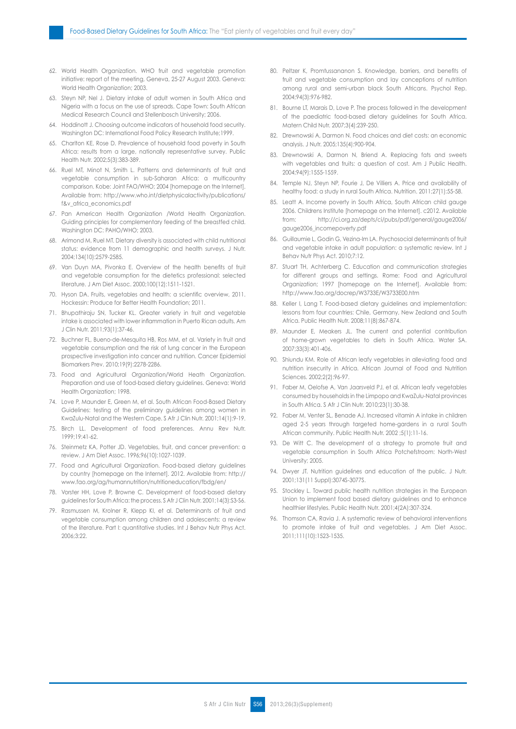62. World Health Organization. WHO fruit and vegetable promotion initiative: report of the meeting, Geneva, 25-27 August 2003. Geneva: World Health Organization; 2003.
63. Steyn NP, Nel J. Dietary intake of adult women in South Africa and Nigeria with a focus on the use of spreads. Cape Town: South African Medical Research Council and Stellenbosch University; 2006.
64. Hoddinott J. Choosing outcome indicators of household food security. Washington DC: International Food Policy Research Institute;1999.
65. Charlton KE, Rose D. Prevalence of household food poverty in South Africa: results from a large, nationally representative survey. Public Health Nutr. 2002;5(3):383-389.
66. Ruel MT, Minot N, Smith L. Patterns and determinants of fruit and vegetable consumption in sub-Saharan Africa: a multicountry comparison. Kobe: Joint FAO/WHO; 2004 [homepage on the Internet]. Available from: http://www.who.int/dietphysicalactivity/publications/f&v_africa_economics.pdf
67. Pan American Health Organization /World Health Organization. Guiding principles for complementary feeding of the breastfed child. Washington DC: PAHO/WHO; 2003.
68. Arimond M, Ruel MT. Dietary diversity is associated with child nutritional status: evidence from 11 demographic and health surveys. J Nutr. 2004;134(10):2579-2585.
69. Van Duyn MA, Pivonka E. Overview of the health benefits of fruit and vegetable consumption for the dietetics professional: selected literature. J Am Diet Assoc. 2000;100(12):1511-1521.
70. Hyson DA. Fruits, vegetables and health: a scientific overview, 2011. Hockessin: Produce for Better Health Foundation; 2011.
71. Bhupathiraju SN, Tucker KL. Greater variety in fruit and vegetable intake is associated with lower inflammation in Puerto Rican adults. Am J Clin Nutr. 2011;93(1):37-46.
72. Buchner FL, Bueno-de-Mesquita HB, Ros MM, et al. Variety in fruit and vegetable consumption and the risk of lung cancer in the European prospective investigation into cancer and nutrition. Cancer Epidemiol Biomarkers Prev. 2010;19(9):2278-2286.
73. Food and Agricultural Organization/World Heath Organization. Preparation and use of food-based dietary guidelines. Geneva: World Health Organization; 1998.
74. Love P, Maunder E, Green M, et al. South African Food-Based Dietary Guidelines: testing of the preliminary guidelines among women in KwaZulu-Natal and the Western Cape. S Afr J Clin Nutr. 2001;14(1):9-19.
75. Birch LL. Development of food preferences. Annu Rev Nutr. 1999;19:41-62.
76. Steinmetz KA, Potter JD. Vegetables, fruit, and cancer prevention: a review. J Am Diet Assoc. 1996;96(10):1027-1039.
77. Food and Agricultural Organization. Food-based dietary guidelines by country [homepage on the Internet]. 2012. Available from: http://www.fao.org/ag/humannutrition/nutritioneducation/fbdg/en/
78. Vorster HH, Love P, Browne C. Development of food-based dietary guidelines for South Africa: the process. S Afr J Clin Nutr. 2001;14(3):S3-S6.
79. Rasmussen M, Krolner R, Klepp KI, et al. Determinants of fruit and vegetable consumption among children and adolescents: a review of the literature. Part I: quantitative studies. Int J Behav Nutr Phys Act. 2006;3:22.
80. Peltzer K, Promtussananon S. Knowledge, barriers, and benefits of fruit and vegetable consumption and lay conceptions of nutrition among rural and semi-urban black South Africans. Psychol Rep. 2004;94(3):976-982.
81. Bourne LT, Marais D, Love P. The process followed in the development of the paediatric food-based dietary guidelines for South Africa. Matern Child Nutr. 2007;3(4):239-250.
82. Drewnowski A, Darmon N. Food choices and diet costs: an economic analysis. J Nutr. 2005;135(4):900-904.
83. Drewnowski A, Darmon N, Briend A. Replacing fats and sweets with vegetables and fruits: a question of cost. Am J Public Health. 2004;94(9):1555-1559.
84. Temple NJ, Steyn NP, Fourie J, De Villiers A. Price and availability of healthy food: a study in rural South Africa. Nutrition. 2011;27(1):55-58.
85. Leatt A. Income poverty in South Africa, South African child gauge 2006. Childrens Institute [homepage on the Internet]. c2012. Available from: http://ci.org.za/depts/ci/pubs/pdf/general/gauge2006/gauge2006_incomepoverty.pdf
86. Guillaumie L, Godin G, Vezina-Im LA. Psychosocial determinants of fruit and vegetable intake in adult population: a systematic review. Int J Behav Nutr Phys Act. 2010;7:12.
87. Stuart TH, Achterberg C. Education and communication strategies for different groups and settings. Rome: Food and Agricultural Organization; 1997 [homepage on the Internet]. Available from: http://www.fao.org/docrep/W3733E/W3733E00.htm
88. Keller I, Lang T. Food-based dietary guidelines and implementation: lessons from four countries: Chile, Germany, New Zealand and South Africa. Public Health Nutr. 2008;11(8):867-874.
89. Maunder E, Meakers JL. The current and potential contribution of home-grown vegetables to diets in South Africa. Water SA. 2007;33(3):401-406.
90. Shiundu KM. Role of African leafy vegetables in alleviating food and nutrition insecurity in Africa. African Journal of Food and Nutrition Sciences. 2002;2(2):96-97.
91. Faber M, Oelofse A, Van Jaarsveld PJ, et al. African leafy vegetables consumed by households in the Limpopo and KwaZulu-Natal provinces in South Africa. S Afr J Clin Nutr. 2010;23(1):30-38.
92. Faber M, Venter SL, Benade AJ. Increased vitamin A intake in children aged 2-5 years through targeted home-gardens in a rural South African community. Public Health Nutr. 2002 ;5(1):11-16.
93. De Witt C. The development of a strategy to promote fruit and vegetable consumption in South Africa Potchefstroom: North-West University; 2005.
94. Dwyer JT. Nutrition guidelines and education of the public. J Nutr. 2001;131(11 Suppl):3074S-3077S.
95. Stockley L. Toward public health nutrition strategies in the European Union to implement food based dietary guidelines and to enhance healthier lifestyles. Public Health Nutr. 2001;4(2A):307-324.
96. Thomson CA, Ravia J. A systematic review of behavioral interventions to promote intake of fruit and vegetables. J Am Diet Assoc. 2011;111(10):1523-1535.